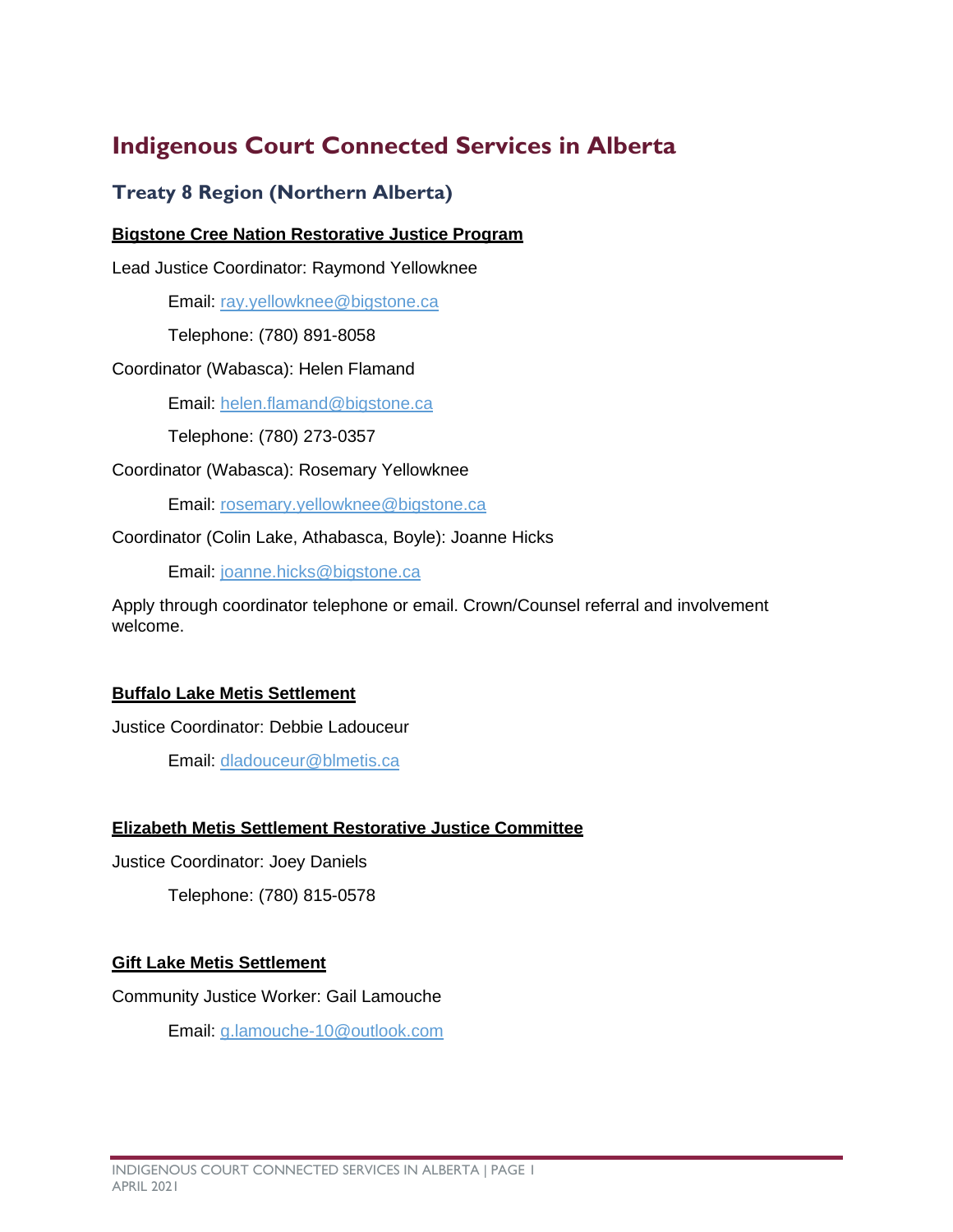# Indigenous Court Connected Services in Alberta

## Treaty 8 Region (Northern Alberta)

### Bigstone Cree Nation Restorative Justice Program

Lead Justice Coordinator: Raymond Yellowknee

Email: ray.yellowknee@bigstone.ca

Telephone: (780) 891-8058

Coordinator (Wabasca): Helen Flamand

Email: helen.flamand@bigstone.ca

Telephone: (780) 273-0357

Coordinator (Wabasca): Rosemary Yellowknee

Email: rosemary.yellowknee@bigstone.ca

Coordinator (Colin Lake, Athabasca, Boyle): Joanne Hicks

Email: joanne.hicks@bigstone.ca

Apply through coordinator telephone or email. Crown/Counsel referral and involvement welcome.

### Buffalo Lake Metis Settlement

Justice Coordinator: Debbie Ladouceur

Email: dladouceur@blmetis.ca

### Elizabeth Metis Settlement Restorative Justice Committee

Justice Coordinator: Joey Daniels

Telephone: (780) 815-0578

### Gift Lake Metis Settlement

Community Justice Worker: Gail Lamouche

Email: g.lamouche-10@outlook.com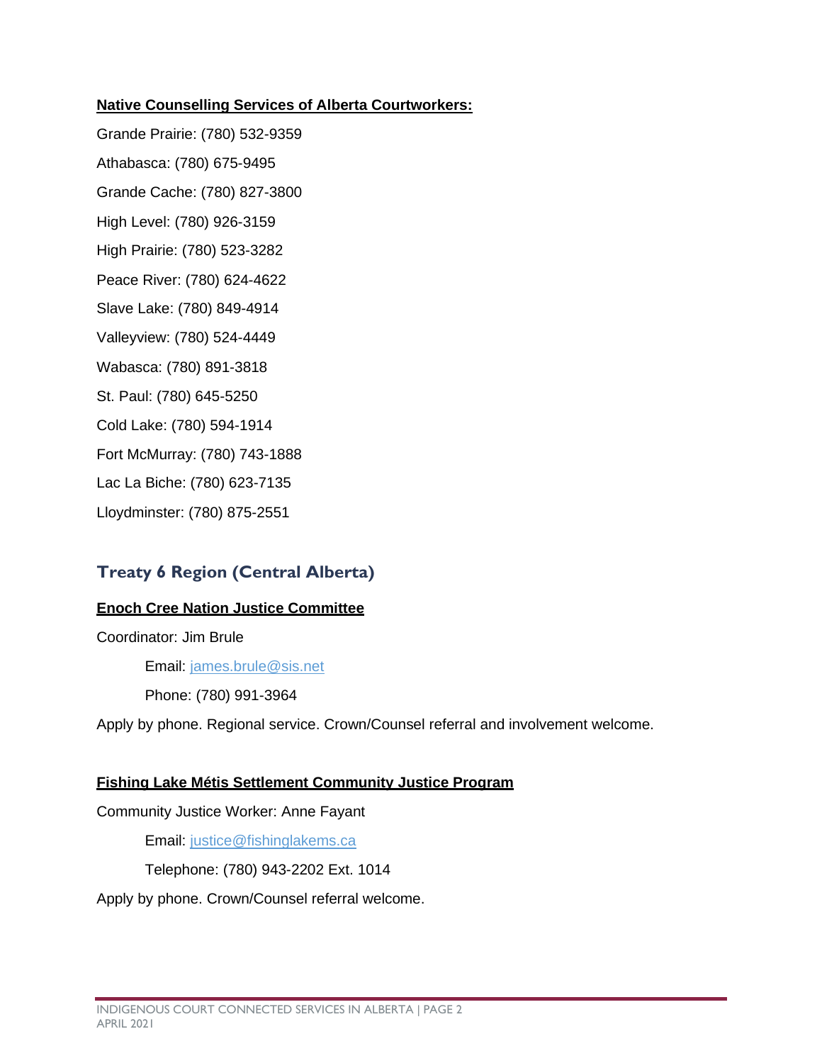**Native Counselling Services of Alberta Courtworkers:**

Grande Prairie: (780) 532-9359

Athabasca: (780) 675-9495

Grande Cache: (780) 827-3800

High Level: (780) 926-3159

High Prairie: (780) 523-3282

Peace River: (780) 624-4622

Slave Lake: (780) 849-4914

Valleyview: (780) 524-4449

Wabasca: (780) 891-3818

St. Paul: (780) 645-5250

Cold Lake: (780) 594-1914

Fort McMurray: (780) 743-1888

Lac La Biche: (780) 623-7135

Lloydminster: (780) 875-2551

## Treaty 6 Region (Central Alberta)

**Enoch Cree Nation Justice Committee**

Coordinator: Jim Brule

Email: james.brule@sis.net

Phone: (780) 991-3964

Apply by phone. Regional service. Crown/Counsel referral and involvement welcome.

**Fishing Lake Métis Settlement Community Justice Program**

Community Justice Worker: Anne Fayant

Email: justice@fishinglakems.ca

Telephone: (780) 943-2202 Ext. 1014

Apply by phone. Crown/Counsel referral welcome.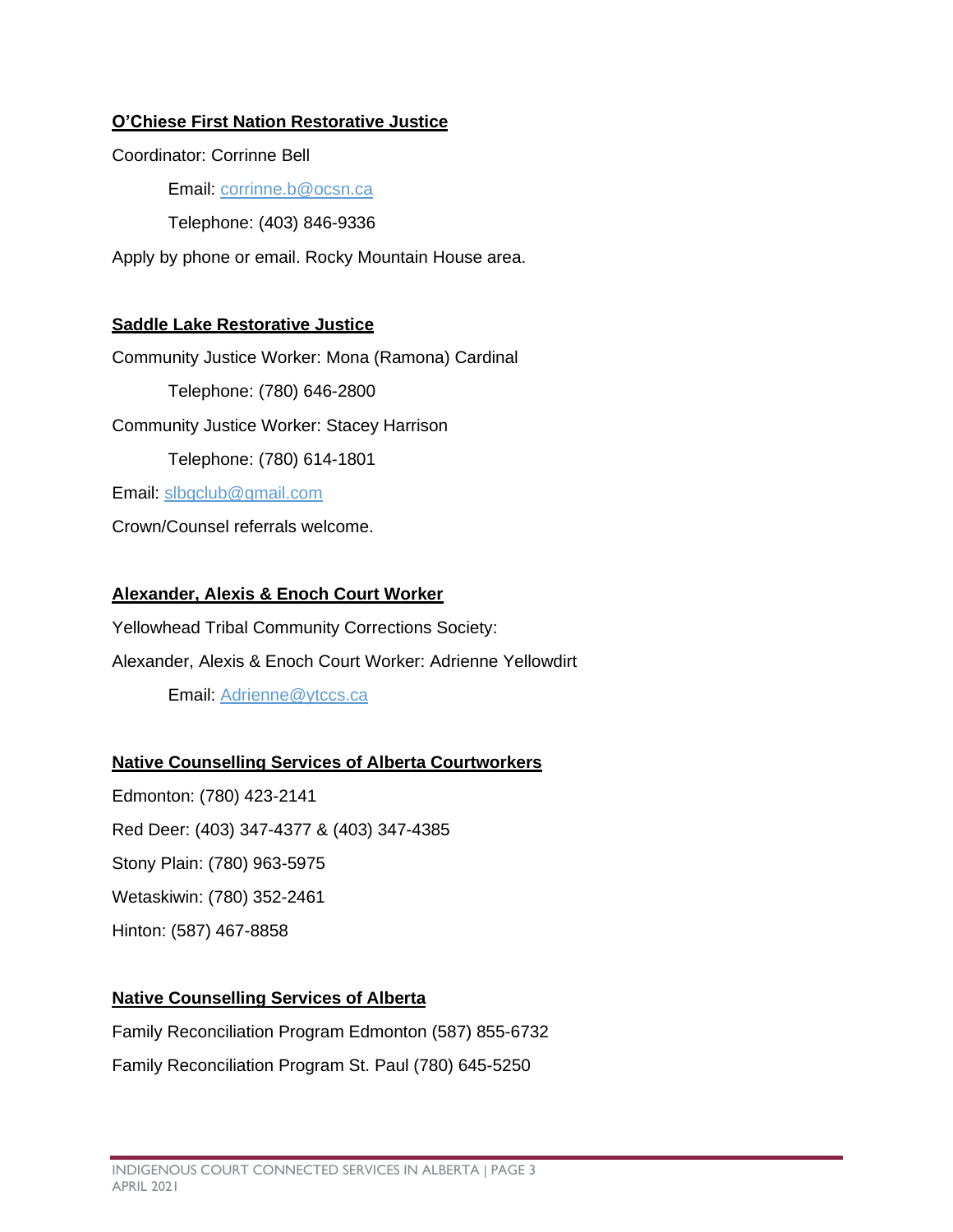**O'Chiese First Nation Restorative Justice**

Coordinator: Corrinne Bell

Email: corrinne.b@ocsn.ca

Telephone: (403) 846-9336

Apply by phone or email. Rocky Mountain House area.

**Saddle Lake Restorative Justice**

Community Justice Worker: Mona (Ramona) Cardinal

Telephone: (780) 646-2800

Community Justice Worker: Stacey Harrison

Telephone: (780) 614-1801

Email: slbgclub@gmail.com

Crown/Counsel referrals welcome.

**Alexander, Alexis & Enoch Court Worker**

Yellowhead Tribal Community Corrections Society:

Alexander, Alexis & Enoch Court Worker: Adrienne Yellowdirt

Email: Adrienne@ytccs.ca

**Native Counselling Services of Alberta Courtworkers**

Edmonton: (780) 423-2141

Red Deer: (403) 347-4377 & (403) 347-4385

Stony Plain: (780) 963-5975

Wetaskiwin: (780) 352-2461

Hinton: (587) 467-8858

**Native Counselling Services of Alberta**

Family Reconciliation Program Edmonton (587) 855-6732

Family Reconciliation Program St. Paul (780) 645-5250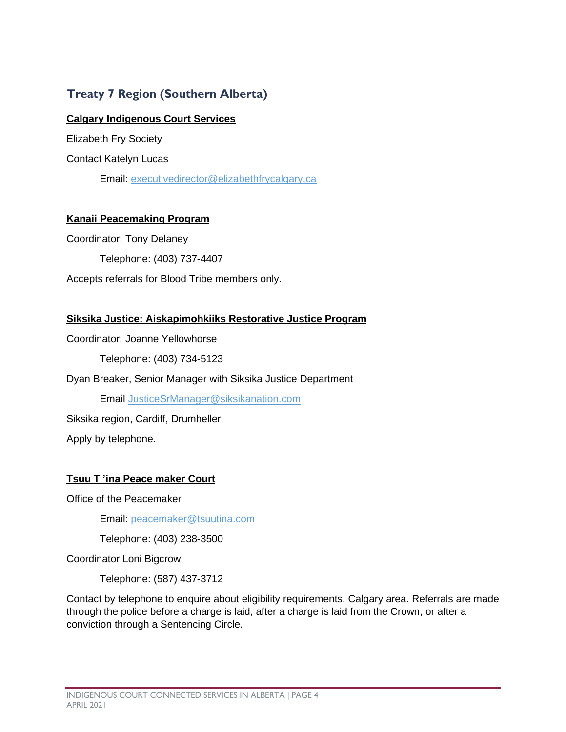## Treaty 7 Region (Southern Alberta)

**Calgary Indigenous Court Services**

Elizabeth Fry Society

Contact Katelyn Lucas

Email: executivedirector@elizabethfrycalgary.ca

**Kanaii Peacemaking Program**

Coordinator: Tony Delaney

Telephone: (403) 737-4407

Accepts referrals for Blood Tribe members only.

**Siksika Justice: Aiskapimohkiiks Restorative Justice Program**

Coordinator: Joanne Yellowhorse

Telephone: (403) 734-5123

Dyan Breaker, Senior Manager with Siksika Justice Department

Email JusticeSrManager@siksikanation.com

Siksika region, Cardiff, Drumheller

Apply by telephone.

**Tsuu T 'ina Peace maker Court**

Office of the Peacemaker

Email: peacemaker@tsuutina.com

Telephone: (403) 238-3500

Coordinator Loni Bigcrow

Telephone: (587) 437-3712

Contact by telephone to enquire about eligibility requirements. Calgary area. Referrals are made through the police before a charge is laid, after a charge is laid from the Crown, or after a conviction through a Sentencing Circle.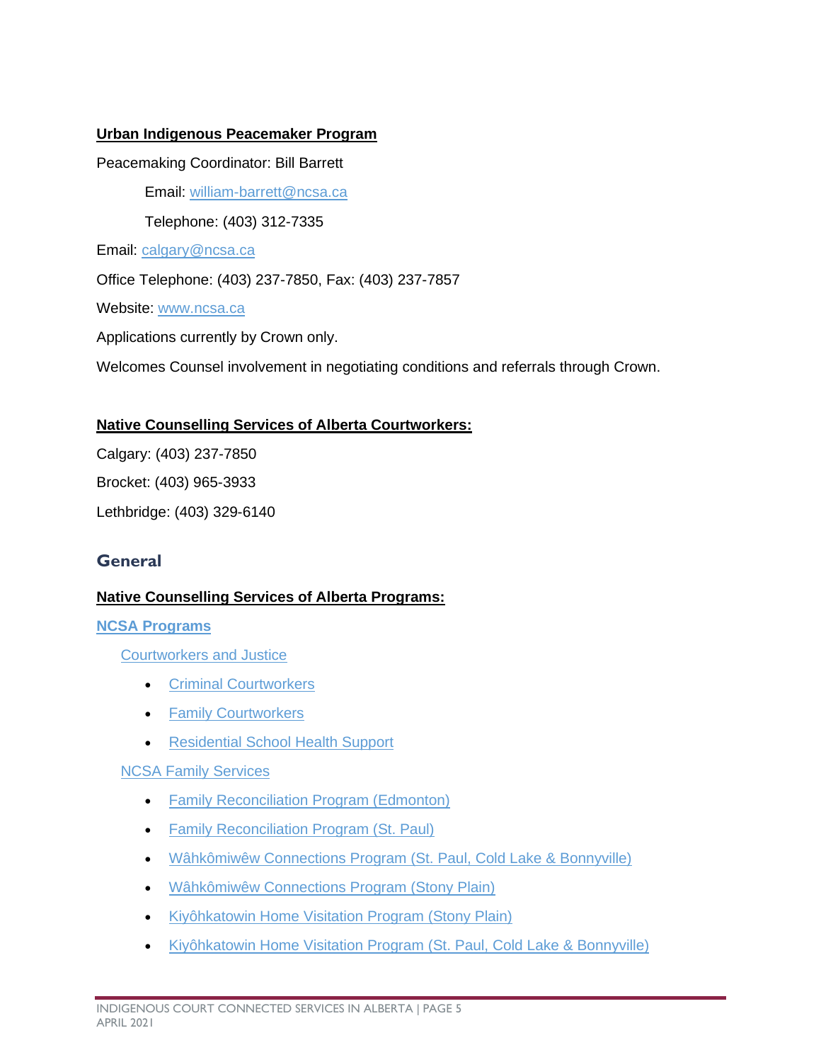**Urban Indigenous Peacemaker Program**

Peacemaking Coordinator: Bill Barrett

    Email: william-barrett@ncsa.ca

    Telephone: (403) 312-7335

Email: calgary@ncsa.ca

Office Telephone: (403) 237-7850, Fax: (403) 237-7857

Website: www.ncsa.ca

Applications currently by Crown only.

Welcomes Counsel involvement in negotiating conditions and referrals through Crown.

**Native Counselling Services of Alberta Courtworkers:**

Calgary: (403) 237-7850

Brocket: (403) 965-3933

Lethbridge: (403) 329-6140

## General

**Native Counselling Services of Alberta Programs:**

**NCSA Programs**

Courtworkers and Justice

- Criminal Courtworkers
- Family Courtworkers
- Residential School Health Support

NCSA Family Services

- Family Reconciliation Program (Edmonton)
- Family Reconciliation Program (St. Paul)
- Wâhkômiwêw Connections Program (St. Paul, Cold Lake & Bonnyville)
- Wâhkômiwêw Connections Program (Stony Plain)
- Kiyôhkatowin Home Visitation Program (Stony Plain)
- Kiyôhkatowin Home Visitation Program (St. Paul, Cold Lake & Bonnyville)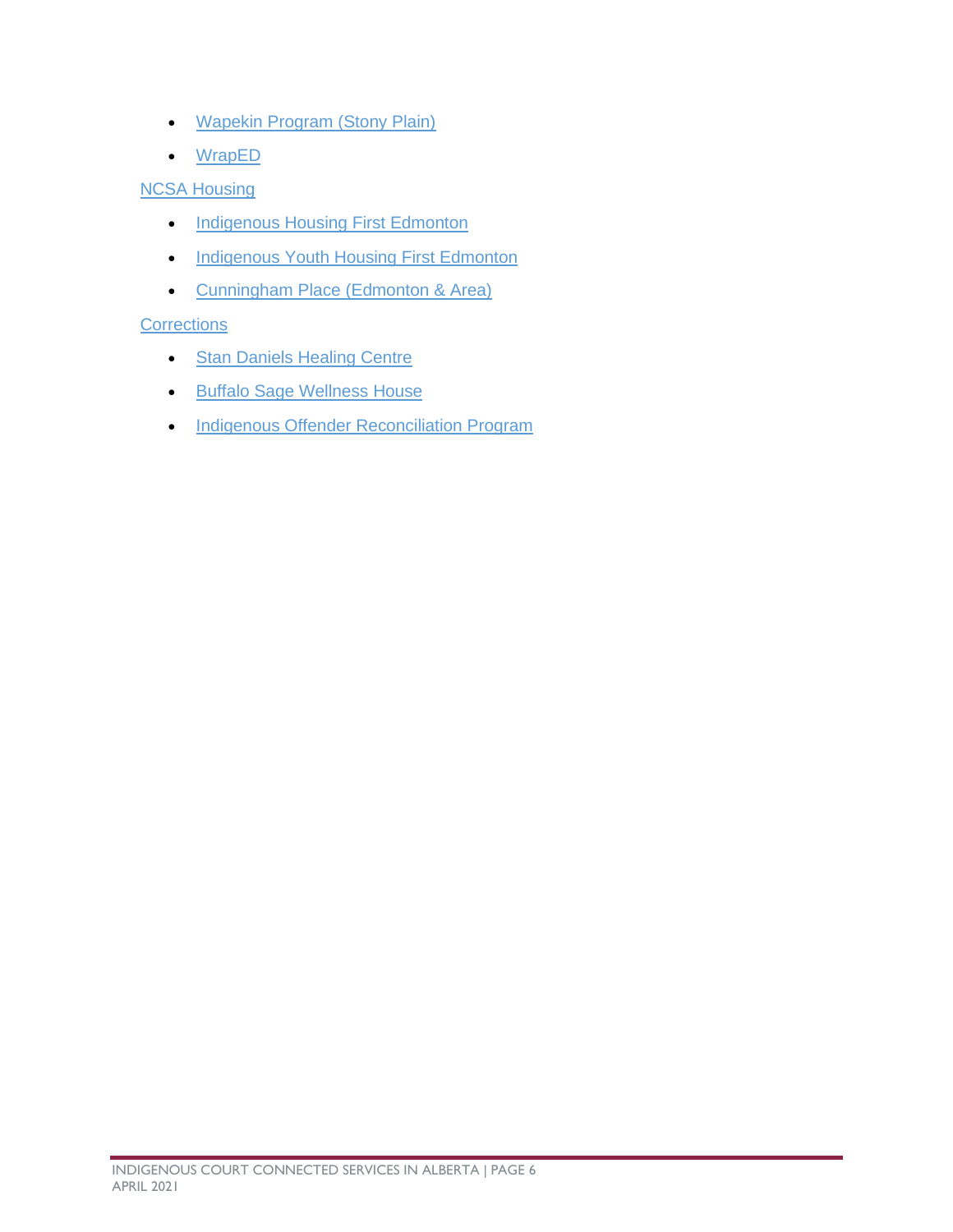- Wapekin Program (Stony Plain)
- WrapED

NCSA Housing

- Indigenous Housing First Edmonton
- Indigenous Youth Housing First Edmonton
- Cunningham Place (Edmonton & Area)

Corrections

- Stan Daniels Healing Centre
- Buffalo Sage Wellness House
- Indigenous Offender Reconciliation Program